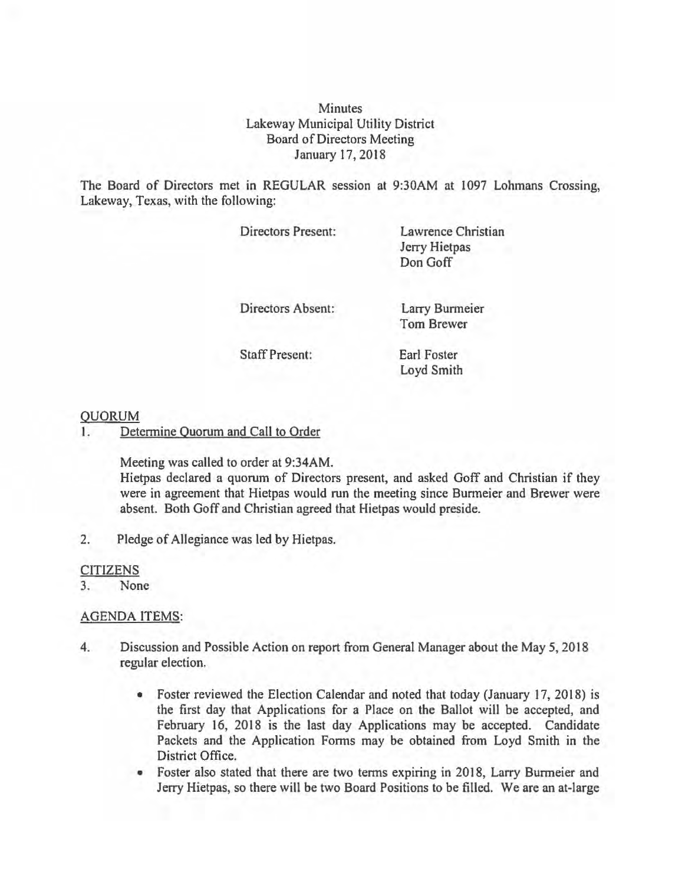# Minutes
## Lakeway Municipal Utility District
## Board of Directors Meeting
## January 17, 2018

The Board of Directors met in REGULAR session at 9:30AM at 1097 Lohmans Crossing, Lakeway, Texas, with the following:

| | |
|---|---|
| Directors Present: | Lawrence Christian<br>Jerry Hietpas<br>Don Goff |
| Directors Absent: | Larry Burmeier<br>Tom Brewer |
| Staff Present: | Earl Foster<br>Loyd Smith |

### QUORUM

1. Determine Quorum and Call to Order

   Meeting was called to order at 9:34AM.
   Hietpas declared a quorum of Directors present, and asked Goff and Christian if they were in agreement that Hietpas would run the meeting since Burmeier and Brewer were absent. Both Goff and Christian agreed that Hietpas would preside.

2. Pledge of Allegiance was led by Hietpas.

### CITIZENS

3. None

### AGENDA ITEMS:

4. Discussion and Possible Action on report from General Manager about the May 5, 2018 regular election.

   - Foster reviewed the Election Calendar and noted that today (January 17, 2018) is the first day that Applications for a Place on the Ballot will be accepted, and February 16, 2018 is the last day Applications may be accepted. Candidate Packets and the Application Forms may be obtained from Loyd Smith in the District Office.
   - Foster also stated that there are two terms expiring in 2018, Larry Burmeier and Jerry Hietpas, so there will be two Board Positions to be filled. We are an at-large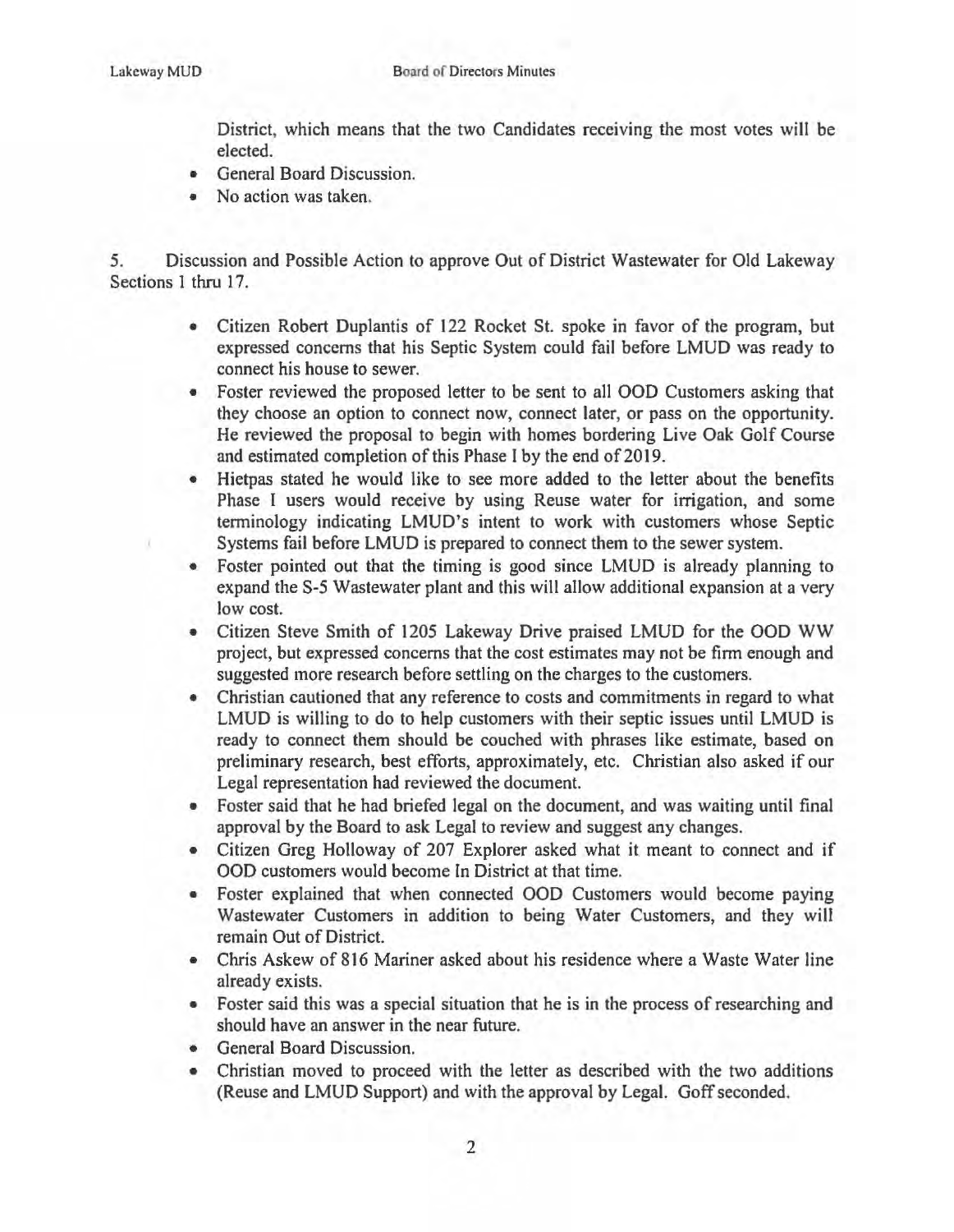District, which means that the two Candidates receiving the most votes will be elected.

- General Board Discussion.
- No action was taken.

5. Discussion and Possible Action to approve Out of District Wastewater for Old Lakeway Sections 1 thru 17.

- Citizen Robert Duplantis of 122 Rocket St. spoke in favor of the program, but expressed concerns that his Septic System could fail before LMUD was ready to connect his house to sewer.
- Foster reviewed the proposed letter to be sent to all OOD Customers asking that they choose an option to connect now, connect later, or pass on the opportunity. He reviewed the proposal to begin with homes bordering Live Oak Golf Course and estimated completion of this Phase I by the end of 2019.
- Hietpas stated he would like to see more added to the letter about the benefits Phase I users would receive by using Reuse water for irrigation, and some terminology indicating LMUD's intent to work with customers whose Septic Systems fail before LMUD is prepared to connect them to the sewer system.
- Foster pointed out that the timing is good since LMUD is already planning to expand the S-5 Wastewater plant and this will allow additional expansion at a very low cost.
- Citizen Steve Smith of 1205 Lakeway Drive praised LMUD for the OOD WW project, but expressed concerns that the cost estimates may not be firm enough and suggested more research before settling on the charges to the customers.
- Christian cautioned that any reference to costs and commitments in regard to what LMUD is willing to do to help customers with their septic issues until LMUD is ready to connect them should be couched with phrases like estimate, based on preliminary research, best efforts, approximately, etc. Christian also asked if our Legal representation had reviewed the document.
- Foster said that he had briefed legal on the document, and was waiting until final approval by the Board to ask Legal to review and suggest any changes.
- Citizen Greg Holloway of 207 Explorer asked what it meant to connect and if OOD customers would become In District at that time.
- Foster explained that when connected OOD Customers would become paying Wastewater Customers in addition to being Water Customers, and they will remain Out of District.
- Chris Askew of 816 Mariner asked about his residence where a Waste Water line already exists.
- Foster said this was a special situation that he is in the process of researching and should have an answer in the near future.
- General Board Discussion.
- Christian moved to proceed with the letter as described with the two additions (Reuse and LMUD Support) and with the approval by Legal. Goff seconded.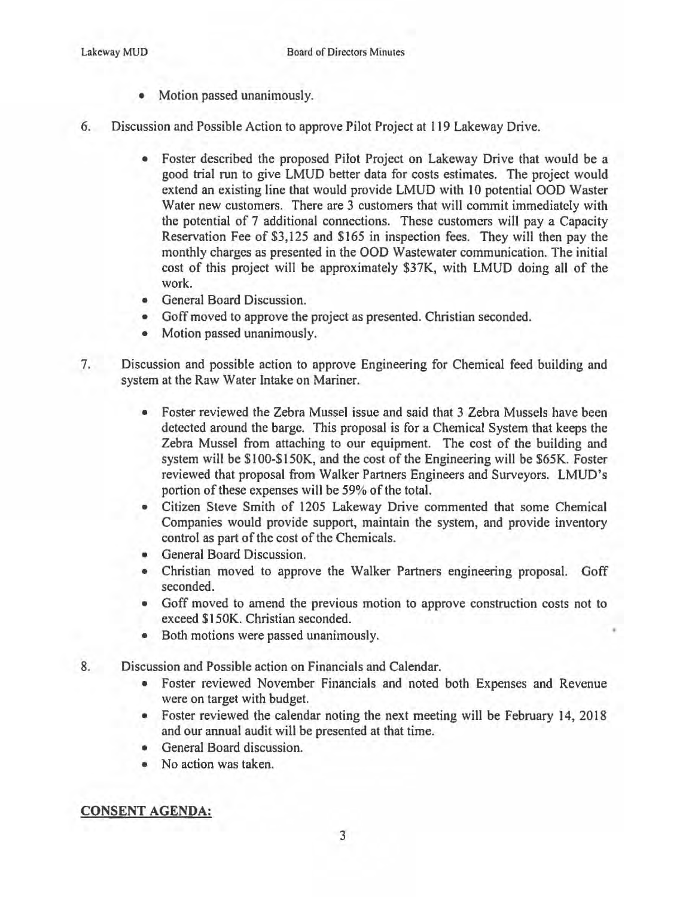- Motion passed unanimously.

6. Discussion and Possible Action to approve Pilot Project at 119 Lakeway Drive.

   - Foster described the proposed Pilot Project on Lakeway Drive that would be a good trial run to give LMUD better data for costs estimates. The project would extend an existing line that would provide LMUD with 10 potential OOD Waster Water new customers. There are 3 customers that will commit immediately with the potential of 7 additional connections. These customers will pay a Capacity Reservation Fee of $3,125 and $165 in inspection fees. They will then pay the monthly charges as presented in the OOD Wastewater communication. The initial cost of this project will be approximately $37K, with LMUD doing all of the work.
   - General Board Discussion.
   - Goff moved to approve the project as presented. Christian seconded.
   - Motion passed unanimously.

7. Discussion and possible action to approve Engineering for Chemical feed building and system at the Raw Water Intake on Mariner.

   - Foster reviewed the Zebra Mussel issue and said that 3 Zebra Mussels have been detected around the barge. This proposal is for a Chemical System that keeps the Zebra Mussel from attaching to our equipment. The cost of the building and system will be $100-$150K, and the cost of the Engineering will be $65K. Foster reviewed that proposal from Walker Partners Engineers and Surveyors. LMUD's portion of these expenses will be 59% of the total.
   - Citizen Steve Smith of 1205 Lakeway Drive commented that some Chemical Companies would provide support, maintain the system, and provide inventory control as part of the cost of the Chemicals.
   - General Board Discussion.
   - Christian moved to approve the Walker Partners engineering proposal. Goff seconded.
   - Goff moved to amend the previous motion to approve construction costs not to exceed $150K. Christian seconded.
   - Both motions were passed unanimously.

8. Discussion and Possible action on Financials and Calendar.
   - Foster reviewed November Financials and noted both Expenses and Revenue were on target with budget.
   - Foster reviewed the calendar noting the next meeting will be February 14, 2018 and our annual audit will be presented at that time.
   - General Board discussion.
   - No action was taken.

**CONSENT AGENDA:**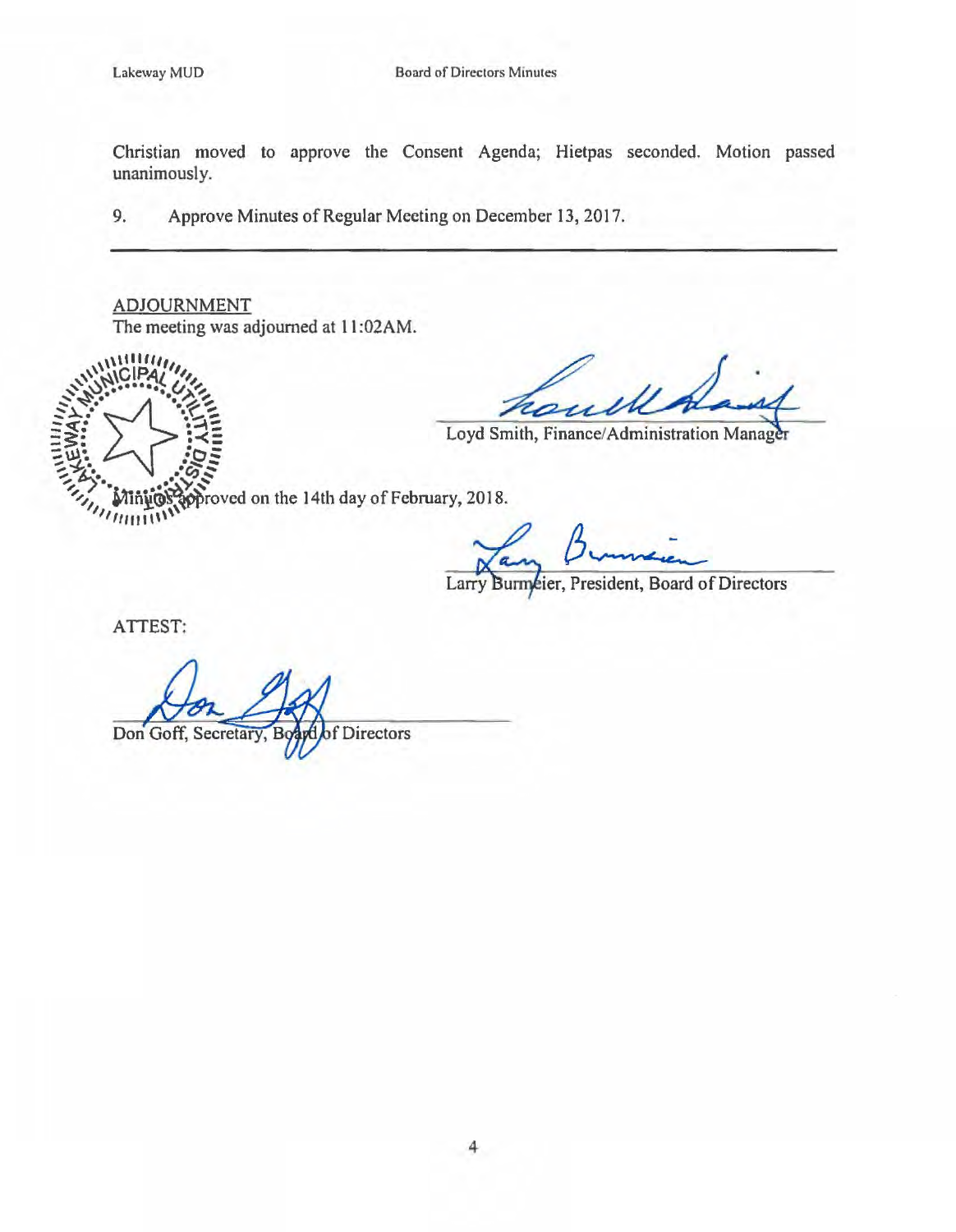Christian moved to approve the Consent Agenda; Hietpas seconded. Motion passed unanimously.

9. Approve Minutes of Regular Meeting on December 13, 2017.

---

ADJOURNMENT

The meeting was adjourned at 11:02AM.

Loyd Smith, Finance/Administration Manager

Minutes approved on the 14th day of February, 2018.

Larry Burmeier, President, Board of Directors

ATTEST:

Don Goff, Secretary, Board of Directors